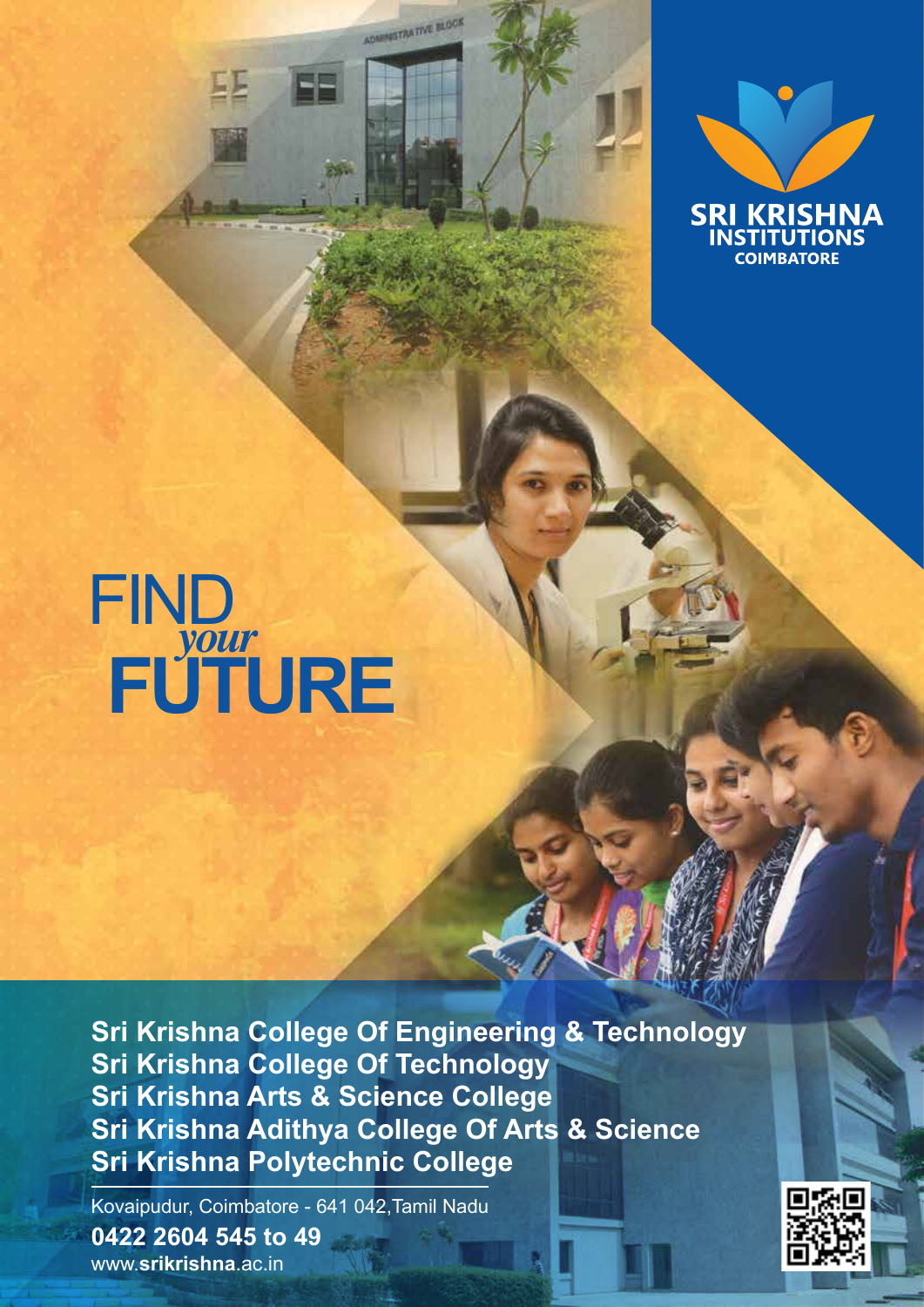SRI KRISHNA
INSTITUTIONS
COIMBATORE

# FIND *your* FUTURE

**Sri Krishna College Of Engineering & Technology**
**Sri Krishna College Of Technology**
**Sri Krishna Arts & Science College**
**Sri Krishna Adithya College Of Arts & Science**
**Sri Krishna Polytechnic College**

Kovaipudur, Coimbatore - 641 042,Tamil Nadu
**0422 2604 545 to 49**
www.**srikrishna**.ac.in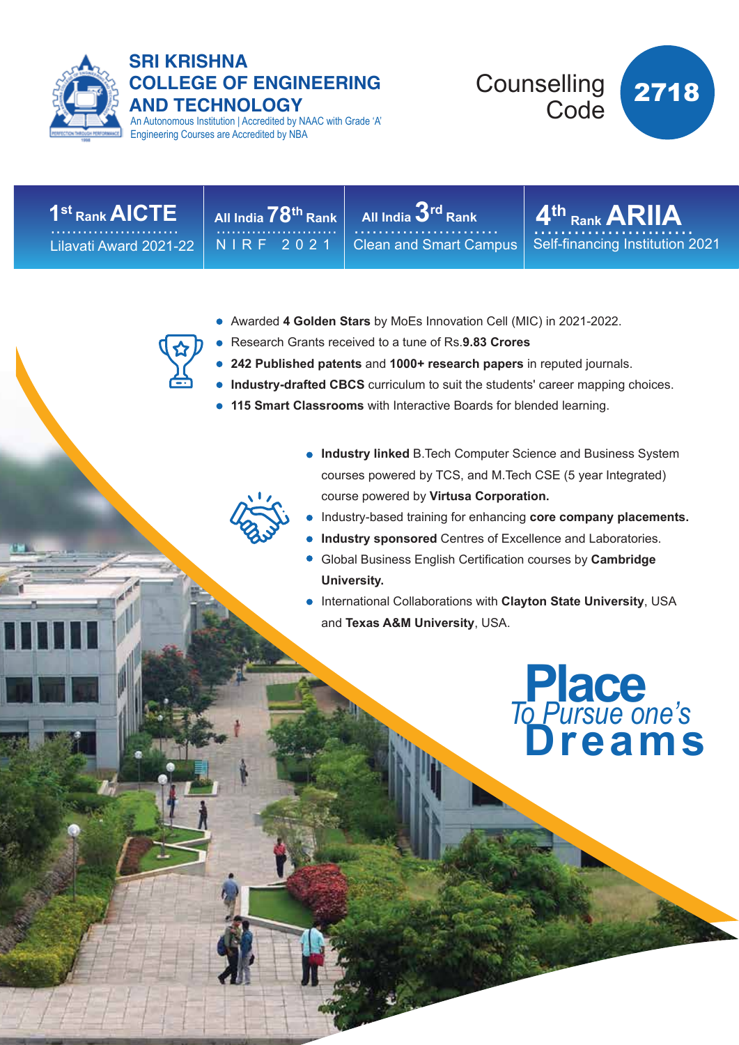# SRI KRISHNA COLLEGE OF ENGINEERING AND TECHNOLOGY

An Autonomous Institution | Accredited by NAAC with Grade 'A'
Engineering Courses are Accredited by NBA

Counselling Code **2718**

| 1st Rank AICTE | All India 78th Rank | All India 3rd Rank | 4th Rank ARIIA |
|---|---|---|---|
| Lilavati Award 2021-22 | NIRF 2021 | Clean and Smart Campus | Self-financing Institution 2021 |

- Awarded **4 Golden Stars** by MoEs Innovation Cell (MIC) in 2021-2022.
- Research Grants received to a tune of Rs.**9.83 Crores**
- **242 Published patents** and **1000+ research papers** in reputed journals.
- **Industry-drafted CBCS** curriculum to suit the students' career mapping choices.
- **115 Smart Classrooms** with Interactive Boards for blended learning.

- **Industry linked** B.Tech Computer Science and Business System courses powered by TCS, and M.Tech CSE (5 year Integrated) course powered by **Virtusa Corporation.**
- Industry-based training for enhancing **core company placements.**
- **Industry sponsored** Centres of Excellence and Laboratories.
- Global Business English Certification courses by **Cambridge University.**
- International Collaborations with **Clayton State University**, USA and **Texas A&M University**, USA.

**Place** *To Pursue one's* **Dreams**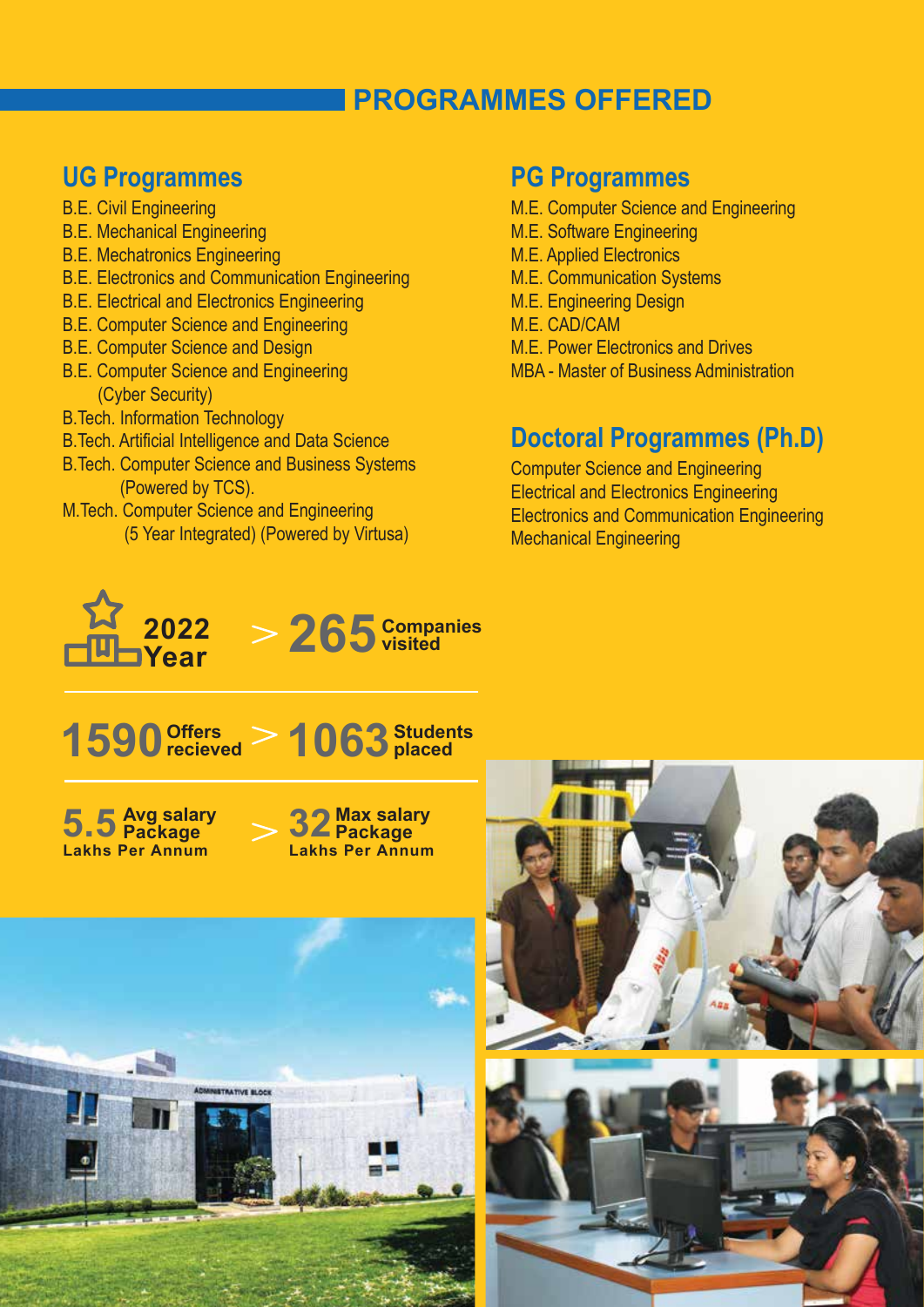# PROGRAMMES OFFERED

## UG Programmes

- B.E. Civil Engineering
- B.E. Mechanical Engineering
- B.E. Mechatronics Engineering
- B.E. Electronics and Communication Engineering
- B.E. Electrical and Electronics Engineering
- B.E. Computer Science and Engineering
- B.E. Computer Science and Design
- B.E. Computer Science and Engineering (Cyber Security)
- B.Tech. Information Technology
- B.Tech. Artificial Intelligence and Data Science
- B.Tech. Computer Science and Business Systems (Powered by TCS).
- M.Tech. Computer Science and Engineering (5 Year Integrated) (Powered by Virtusa)

## PG Programmes

- M.E. Computer Science and Engineering
- M.E. Software Engineering
- M.E. Applied Electronics
- M.E. Communication Systems
- M.E. Engineering Design
- M.E. CAD/CAM
- M.E. Power Electronics and Drives
- MBA - Master of Business Administration

## Doctoral Programmes (Ph.D)

- Computer Science and Engineering
- Electrical and Electronics Engineering
- Electronics and Communication Engineering
- Mechanical Engineering

**2022 Year** > **265** Companies visited

**1590** Offers recieved > **1063** Students placed

**5.5** Avg salary Package Lakhs Per Annum > **32** Max salary Package Lakhs Per Annum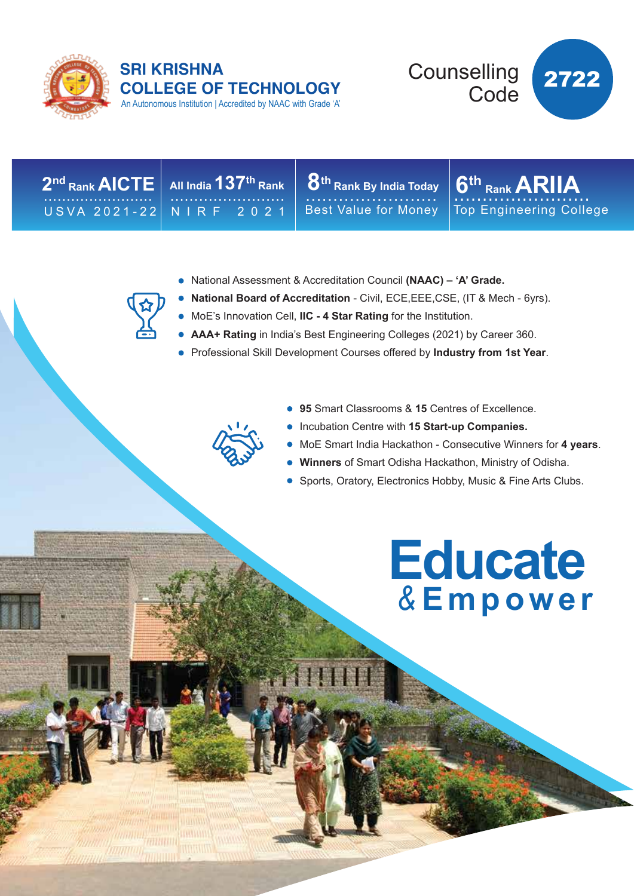# SRI KRISHNA COLLEGE OF TECHNOLOGY

An Autonomous Institution | Accredited by NAAC with Grade 'A'

Counselling Code **2722**

| 2nd Rank AICTE | All India 137th Rank | 8th Rank By India Today | 6th Rank ARIIA |
| --- | --- | --- | --- |
| USVA 2021-22 | NIRF 2021 | Best Value for Money | Top Engineering College |

- National Assessment & Accreditation Council **(NAAC) – 'A' Grade.**
- **National Board of Accreditation** - Civil, ECE,EEE,CSE, (IT & Mech - 6yrs).
- MoE's Innovation Cell, **IIC - 4 Star Rating** for the Institution.
- **AAA+ Rating** in India's Best Engineering Colleges (2021) by Career 360.
- Professional Skill Development Courses offered by **Industry from 1st Year**.

- **95** Smart Classrooms & **15** Centres of Excellence.
- Incubation Centre with **15 Start-up Companies.**
- MoE Smart India Hackathon - Consecutive Winners for **4 years**.
- **Winners** of Smart Odisha Hackathon, Ministry of Odisha.
- Sports, Oratory, Electronics Hobby, Music & Fine Arts Clubs.

# Educate & Empower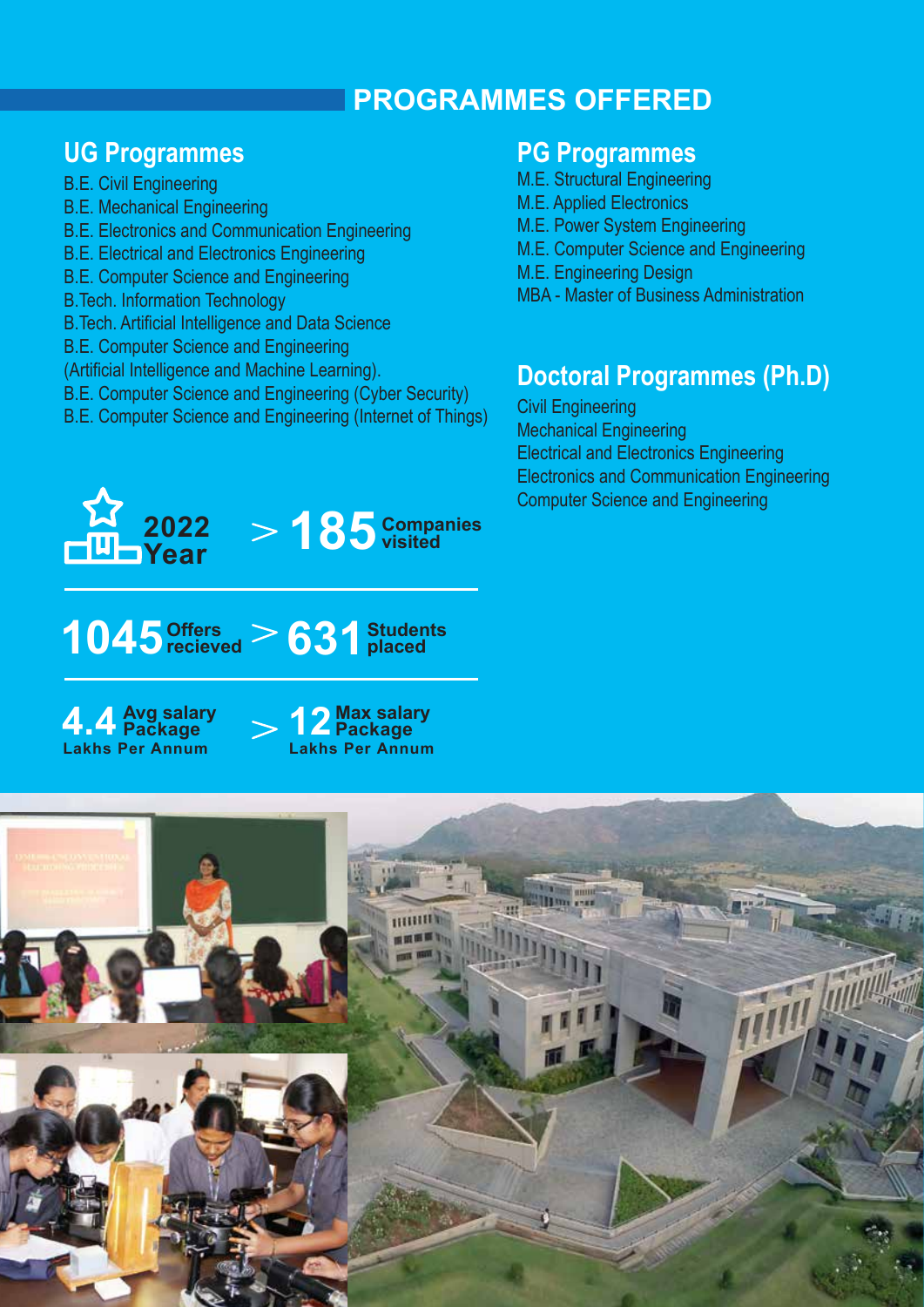# PROGRAMMES OFFERED

## UG Programmes

B.E. Civil Engineering
B.E. Mechanical Engineering
B.E. Electronics and Communication Engineering
B.E. Electrical and Electronics Engineering
B.E. Computer Science and Engineering
B.Tech. Information Technology
B.Tech. Artificial Intelligence and Data Science
B.E. Computer Science and Engineering
(Artificial Intelligence and Machine Learning).
B.E. Computer Science and Engineering (Cyber Security)
B.E. Computer Science and Engineering (Internet of Things)

## PG Programmes

M.E. Structural Engineering
M.E. Applied Electronics
M.E. Power System Engineering
M.E. Computer Science and Engineering
M.E. Engineering Design
MBA - Master of Business Administration

## Doctoral Programmes (Ph.D)

Civil Engineering
Mechanical Engineering
Electrical and Electronics Engineering
Electronics and Communication Engineering
Computer Science and Engineering

**2022 Year** > **185** Companies visited

**1045** Offers recieved > **631** Students placed

**4.4** Avg salary Package Lakhs Per Annum > **12** Max salary Package Lakhs Per Annum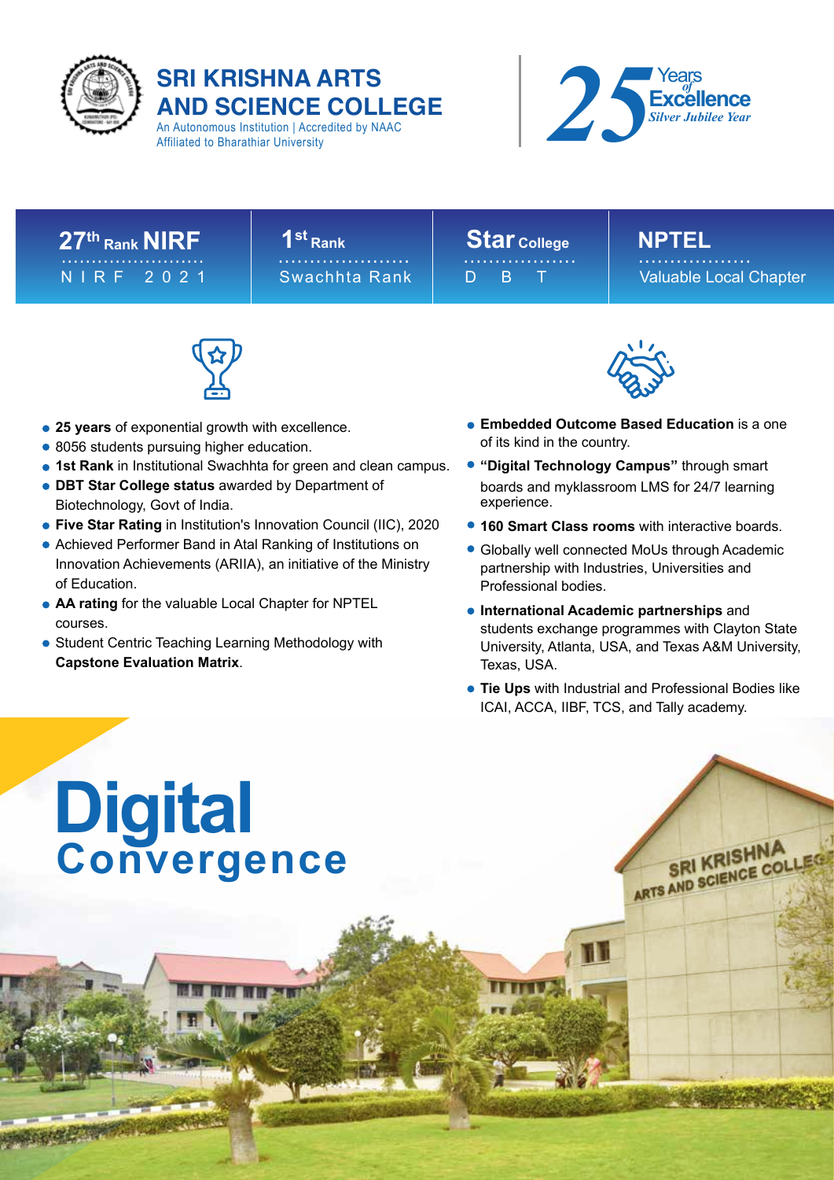# SRI KRISHNA ARTS AND SCIENCE COLLEGE

An Autonomous Institution | Accredited by NAAC
Affiliated to Bharathiar University

25 Years of Excellence
*Silver Jubilee Year*

| 27th Rank NIRF | 1st Rank | Star College | NPTEL |
|---|---|---|---|
| NIRF 2021 | Swachhta Rank | DBT | Valuable Local Chapter |

- **25 years** of exponential growth with excellence.
- 8056 students pursuing higher education.
- **1st Rank** in Institutional Swachhta for green and clean campus.
- **DBT Star College status** awarded by Department of Biotechnology, Govt of India.
- **Five Star Rating** in Institution's Innovation Council (IIC), 2020
- Achieved Performer Band in Atal Ranking of Institutions on Innovation Achievements (ARIIA), an initiative of the Ministry of Education.
- **AA rating** for the valuable Local Chapter for NPTEL courses.
- Student Centric Teaching Learning Methodology with **Capstone Evaluation Matrix**.
- **Embedded Outcome Based Education** is a one of its kind in the country.
- **"Digital Technology Campus"** through smart boards and myklassroom LMS for 24/7 learning experience.
- **160 Smart Class rooms** with interactive boards.
- Globally well connected MoUs through Academic partnership with Industries, Universities and Professional bodies.
- **International Academic partnerships** and students exchange programmes with Clayton State University, Atlanta, USA, and Texas A&M University, Texas, USA.
- **Tie Ups** with Industrial and Professional Bodies like ICAI, ACCA, IIBF, TCS, and Tally academy.

# Digital Convergence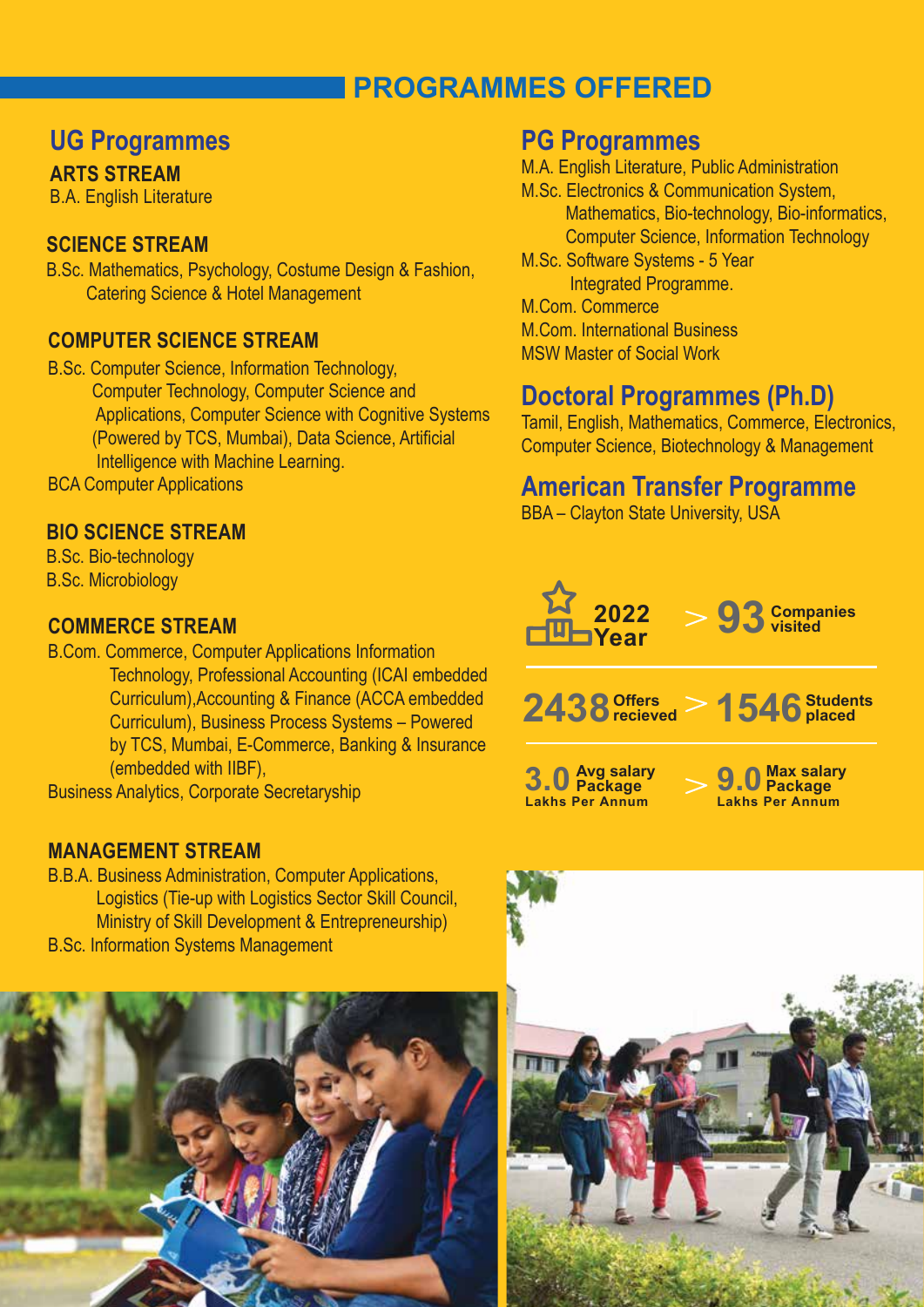# PROGRAMMES OFFERED

## UG Programmes

### ARTS STREAM

B.A. English Literature

### SCIENCE STREAM

B.Sc. Mathematics, Psychology, Costume Design & Fashion, Catering Science & Hotel Management

### COMPUTER SCIENCE STREAM

B.Sc. Computer Science, Information Technology, Computer Technology, Computer Science and Applications, Computer Science with Cognitive Systems (Powered by TCS, Mumbai), Data Science, Artificial Intelligence with Machine Learning.

BCA Computer Applications

### BIO SCIENCE STREAM

B.Sc. Bio-technology

B.Sc. Microbiology

### COMMERCE STREAM

B.Com. Commerce, Computer Applications Information Technology, Professional Accounting (ICAI embedded Curriculum),Accounting & Finance (ACCA embedded Curriculum), Business Process Systems – Powered by TCS, Mumbai, E-Commerce, Banking & Insurance (embedded with IIBF),

Business Analytics, Corporate Secretaryship

### MANAGEMENT STREAM

B.B.A. Business Administration, Computer Applications, Logistics (Tie-up with Logistics Sector Skill Council, Ministry of Skill Development & Entrepreneurship)

B.Sc. Information Systems Management

## PG Programmes

M.A. English Literature, Public Administration

M.Sc. Electronics & Communication System, Mathematics, Bio-technology, Bio-informatics, Computer Science, Information Technology

M.Sc. Software Systems - 5 Year Integrated Programme.

M.Com. Commerce

M.Com. International Business

MSW Master of Social Work

## Doctoral Programmes (Ph.D)

Tamil, English, Mathematics, Commerce, Electronics, Computer Science, Biotechnology & Management

## American Transfer Programme

BBA – Clayton State University, USA

**2022 Year** > **93** Companies visited

**2438** Offers recieved > **1546** Students placed

**3.0** Avg salary Package Lakhs Per Annum > **9.0** Max salary Package Lakhs Per Annum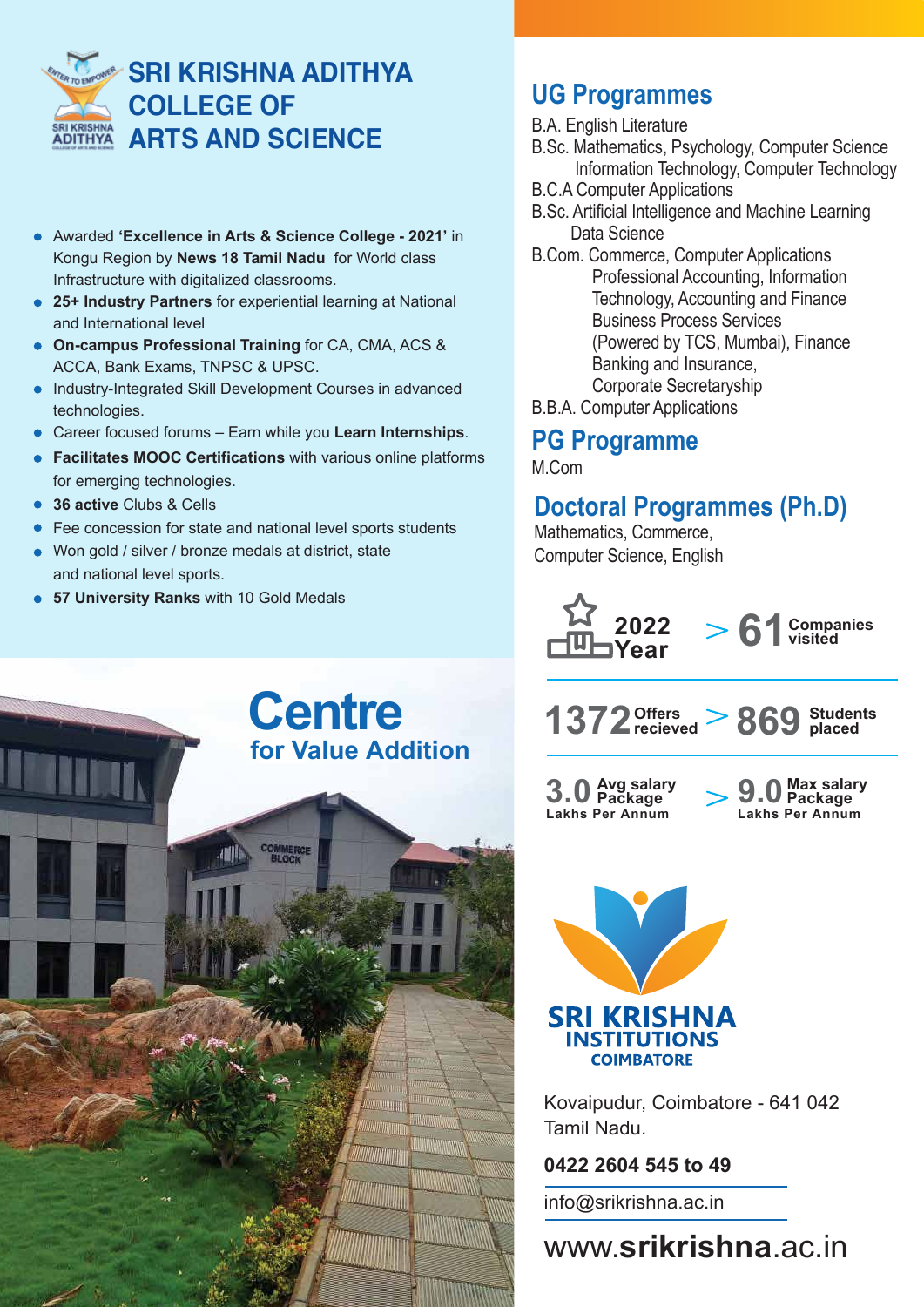# SRI KRISHNA ADITHYA COLLEGE OF ARTS AND SCIENCE

- Awarded **'Excellence in Arts & Science College - 2021'** in Kongu Region by **News 18 Tamil Nadu** for World class Infrastructure with digitalized classrooms.
- **25+ Industry Partners** for experiential learning at National and International level
- **On-campus Professional Training** for CA, CMA, ACS & ACCA, Bank Exams, TNPSC & UPSC.
- Industry-Integrated Skill Development Courses in advanced technologies.
- Career focused forums – Earn while you **Learn Internships**.
- **Facilitates MOOC Certifications** with various online platforms for emerging technologies.
- **36 active** Clubs & Cells
- Fee concession for state and national level sports students
- Won gold / silver / bronze medals at district, state and national level sports.
- **57 University Ranks** with 10 Gold Medals

**Centre for Value Addition**

## UG Programmes

B.A. English Literature
B.Sc. Mathematics, Psychology, Computer Science Information Technology, Computer Technology
B.C.A Computer Applications
B.Sc. Artificial Intelligence and Machine Learning Data Science
B.Com. Commerce, Computer Applications Professional Accounting, Information Technology, Accounting and Finance Business Process Services (Powered by TCS, Mumbai), Finance Banking and Insurance, Corporate Secretaryship
B.B.A. Computer Applications

## PG Programme

M.Com

## Doctoral Programmes (Ph.D)

Mathematics, Commerce, Computer Science, English

2022 Year > 61 Companies visited

1372 Offers recieved > 869 Students placed

3.0 Avg salary Package Lakhs Per Annum > 9.0 Max salary Package Lakhs Per Annum

**SRI KRISHNA INSTITUTIONS COIMBATORE**

Kovaipudur, Coimbatore - 641 042
Tamil Nadu.

**0422 2604 545 to 49**

info@srikrishna.ac.in

www.**srikrishna**.ac.in